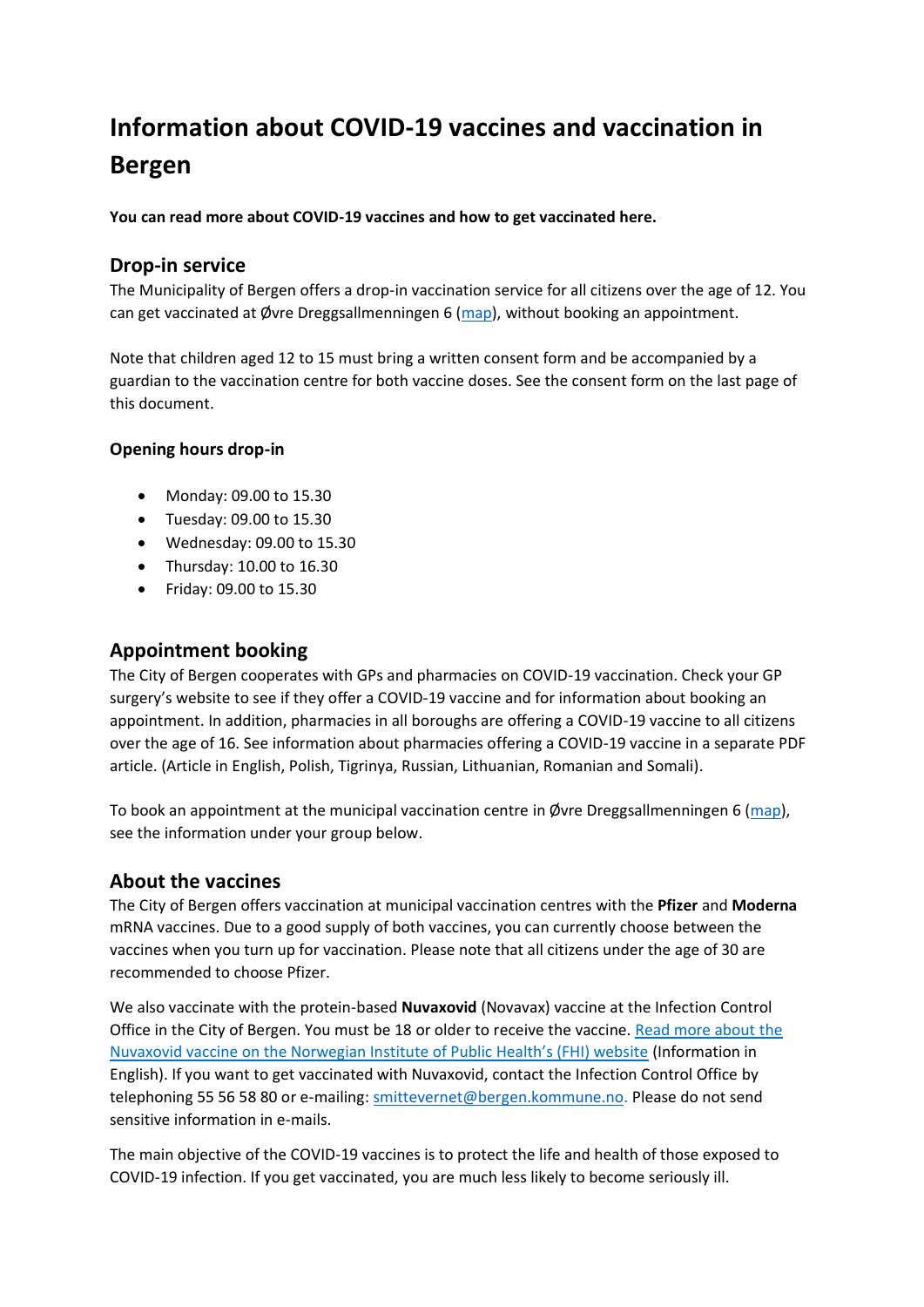# Information about COVID-19 vaccines and vaccination in Bergen

**You can read more about COVID-19 vaccines and how to get vaccinated here.**

## Drop-in service

The Municipality of Bergen offers a drop-in vaccination service for all citizens over the age of 12. You can get vaccinated at Øvre Dreggsallmenningen 6 (map), without booking an appointment.

Note that children aged 12 to 15 must bring a written consent form and be accompanied by a guardian to the vaccination centre for both vaccine doses. See the consent form on the last page of this document.

### Opening hours drop-in

- Monday: 09.00 to 15.30
- Tuesday: 09.00 to 15.30
- Wednesday: 09.00 to 15.30
- Thursday: 10.00 to 16.30
- Friday: 09.00 to 15.30

## Appointment booking

The City of Bergen cooperates with GPs and pharmacies on COVID-19 vaccination. Check your GP surgery's website to see if they offer a COVID-19 vaccine and for information about booking an appointment. In addition, pharmacies in all boroughs are offering a COVID-19 vaccine to all citizens over the age of 16. See information about pharmacies offering a COVID-19 vaccine in a separate PDF article. (Article in English, Polish, Tigrinya, Russian, Lithuanian, Romanian and Somali).

To book an appointment at the municipal vaccination centre in Øvre Dreggsallmenningen 6 (map), see the information under your group below.

## About the vaccines

The City of Bergen offers vaccination at municipal vaccination centres with the **Pfizer** and **Moderna** mRNA vaccines. Due to a good supply of both vaccines, you can currently choose between the vaccines when you turn up for vaccination. Please note that all citizens under the age of 30 are recommended to choose Pfizer.

We also vaccinate with the protein-based **Nuvaxovid** (Novavax) vaccine at the Infection Control Office in the City of Bergen. You must be 18 or older to receive the vaccine. Read more about the Nuvaxovid vaccine on the Norwegian Institute of Public Health's (FHI) website (Information in English). If you want to get vaccinated with Nuvaxovid, contact the Infection Control Office by telephoning 55 56 58 80 or e-mailing: smittevernet@bergen.kommune.no. Please do not send sensitive information in e-mails.

The main objective of the COVID-19 vaccines is to protect the life and health of those exposed to COVID-19 infection. If you get vaccinated, you are much less likely to become seriously ill.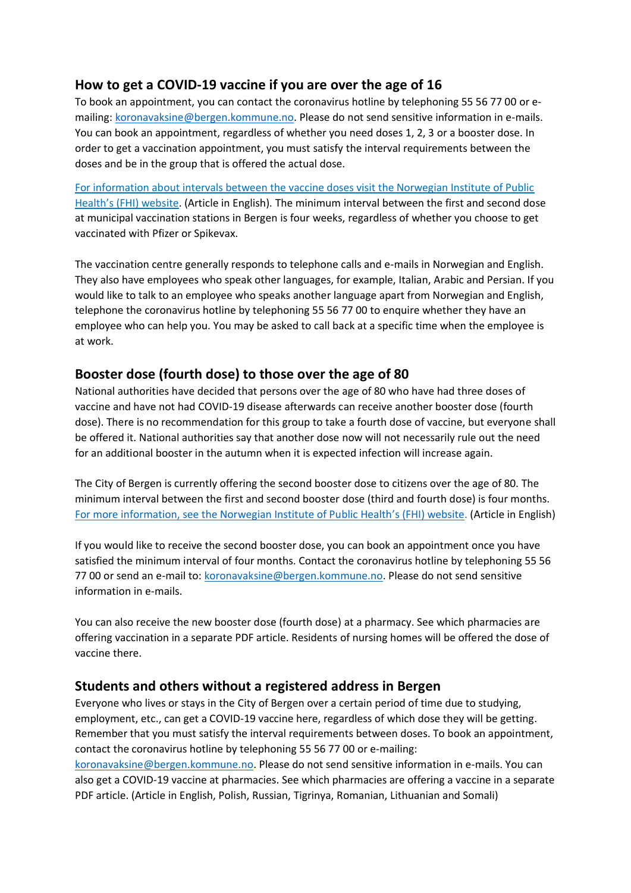## How to get a COVID-19 vaccine if you are over the age of 16

To book an appointment, you can contact the coronavirus hotline by telephoning 55 56 77 00 or e-mailing: koronavaksine@bergen.kommune.no. Please do not send sensitive information in e-mails. You can book an appointment, regardless of whether you need doses 1, 2, 3 or a booster dose. In order to get a vaccination appointment, you must satisfy the interval requirements between the doses and be in the group that is offered the actual dose.

For information about intervals between the vaccine doses visit the Norwegian Institute of Public Health's (FHI) website. (Article in English). The minimum interval between the first and second dose at municipal vaccination stations in Bergen is four weeks, regardless of whether you choose to get vaccinated with Pfizer or Spikevax.

The vaccination centre generally responds to telephone calls and e-mails in Norwegian and English. They also have employees who speak other languages, for example, Italian, Arabic and Persian. If you would like to talk to an employee who speaks another language apart from Norwegian and English, telephone the coronavirus hotline by telephoning 55 56 77 00 to enquire whether they have an employee who can help you. You may be asked to call back at a specific time when the employee is at work.

## Booster dose (fourth dose) to those over the age of 80

National authorities have decided that persons over the age of 80 who have had three doses of vaccine and have not had COVID-19 disease afterwards can receive another booster dose (fourth dose). There is no recommendation for this group to take a fourth dose of vaccine, but everyone shall be offered it. National authorities say that another dose now will not necessarily rule out the need for an additional booster in the autumn when it is expected infection will increase again.

The City of Bergen is currently offering the second booster dose to citizens over the age of 80. The minimum interval between the first and second booster dose (third and fourth dose) is four months. For more information, see the Norwegian Institute of Public Health's (FHI) website. (Article in English)

If you would like to receive the second booster dose, you can book an appointment once you have satisfied the minimum interval of four months. Contact the coronavirus hotline by telephoning 55 56 77 00 or send an e-mail to: koronavaksine@bergen.kommune.no. Please do not send sensitive information in e-mails.

You can also receive the new booster dose (fourth dose) at a pharmacy. See which pharmacies are offering vaccination in a separate PDF article. Residents of nursing homes will be offered the dose of vaccine there.

## Students and others without a registered address in Bergen

Everyone who lives or stays in the City of Bergen over a certain period of time due to studying, employment, etc., can get a COVID-19 vaccine here, regardless of which dose they will be getting. Remember that you must satisfy the interval requirements between doses. To book an appointment, contact the coronavirus hotline by telephoning 55 56 77 00 or e-mailing: koronavaksine@bergen.kommune.no. Please do not send sensitive information in e-mails. You can also get a COVID-19 vaccine at pharmacies. See which pharmacies are offering a vaccine in a separate PDF article. (Article in English, Polish, Russian, Tigrinya, Romanian, Lithuanian and Somali)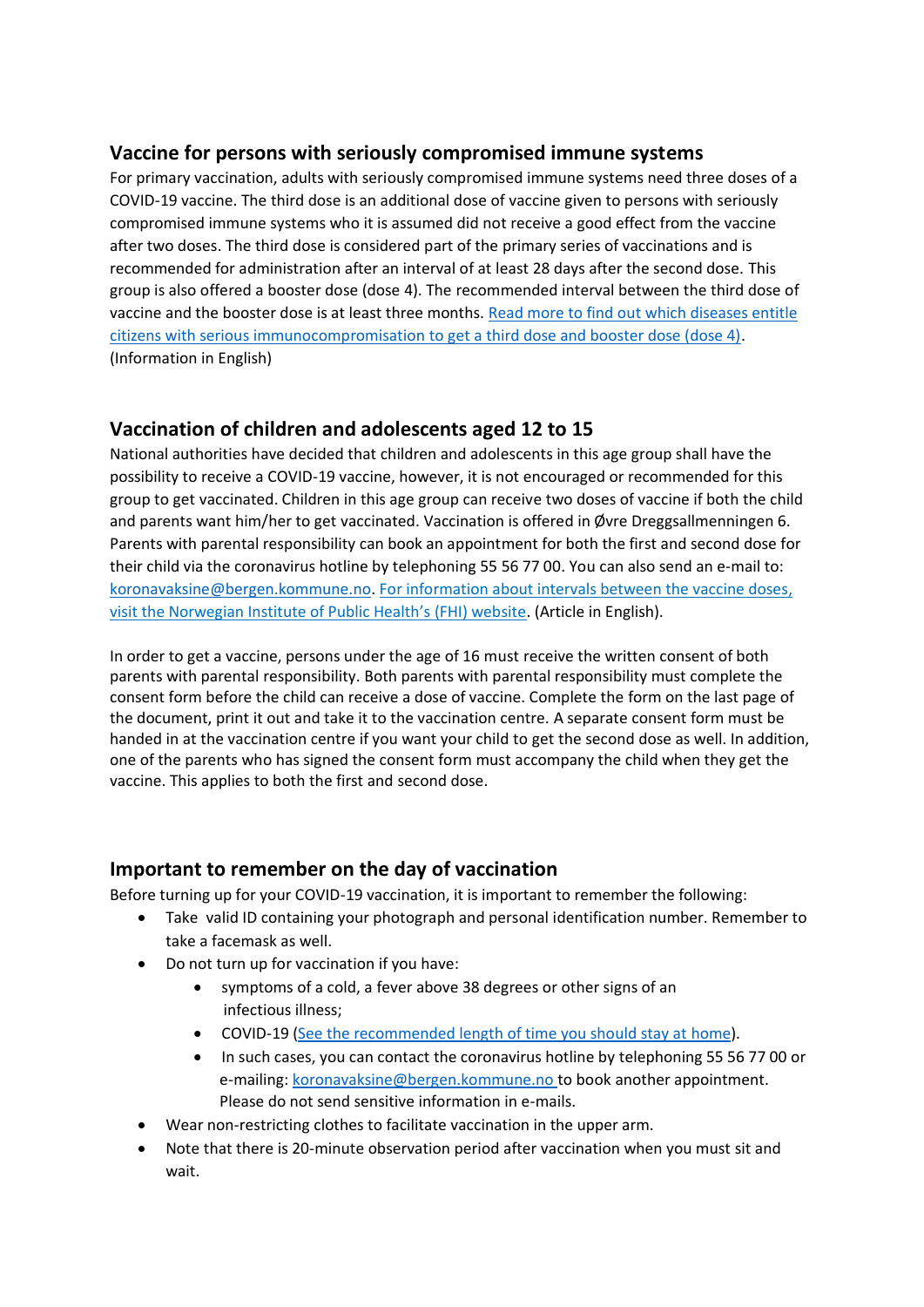## Vaccine for persons with seriously compromised immune systems

For primary vaccination, adults with seriously compromised immune systems need three doses of a COVID-19 vaccine. The third dose is an additional dose of vaccine given to persons with seriously compromised immune systems who it is assumed did not receive a good effect from the vaccine after two doses. The third dose is considered part of the primary series of vaccinations and is recommended for administration after an interval of at least 28 days after the second dose. This group is also offered a booster dose (dose 4). The recommended interval between the third dose of vaccine and the booster dose is at least three months. Read more to find out which diseases entitle citizens with serious immunocompromisation to get a third dose and booster dose (dose 4). (Information in English)

## Vaccination of children and adolescents aged 12 to 15

National authorities have decided that children and adolescents in this age group shall have the possibility to receive a COVID-19 vaccine, however, it is not encouraged or recommended for this group to get vaccinated. Children in this age group can receive two doses of vaccine if both the child and parents want him/her to get vaccinated. Vaccination is offered in Øvre Dreggsallmenningen 6. Parents with parental responsibility can book an appointment for both the first and second dose for their child via the coronavirus hotline by telephoning 55 56 77 00. You can also send an e-mail to: koronavaksine@bergen.kommune.no. For information about intervals between the vaccine doses, visit the Norwegian Institute of Public Health's (FHI) website. (Article in English).

In order to get a vaccine, persons under the age of 16 must receive the written consent of both parents with parental responsibility. Both parents with parental responsibility must complete the consent form before the child can receive a dose of vaccine. Complete the form on the last page of the document, print it out and take it to the vaccination centre. A separate consent form must be handed in at the vaccination centre if you want your child to get the second dose as well. In addition, one of the parents who has signed the consent form must accompany the child when they get the vaccine. This applies to both the first and second dose.

## Important to remember on the day of vaccination

Before turning up for your COVID-19 vaccination, it is important to remember the following:

- Take valid ID containing your photograph and personal identification number. Remember to take a facemask as well.
- Do not turn up for vaccination if you have:
    - symptoms of a cold, a fever above 38 degrees or other signs of an infectious illness;
    - COVID-19 (See the recommended length of time you should stay at home).
    - In such cases, you can contact the coronavirus hotline by telephoning 55 56 77 00 or e-mailing: koronavaksine@bergen.kommune.no to book another appointment. Please do not send sensitive information in e-mails.
- Wear non-restricting clothes to facilitate vaccination in the upper arm.
- Note that there is 20-minute observation period after vaccination when you must sit and wait.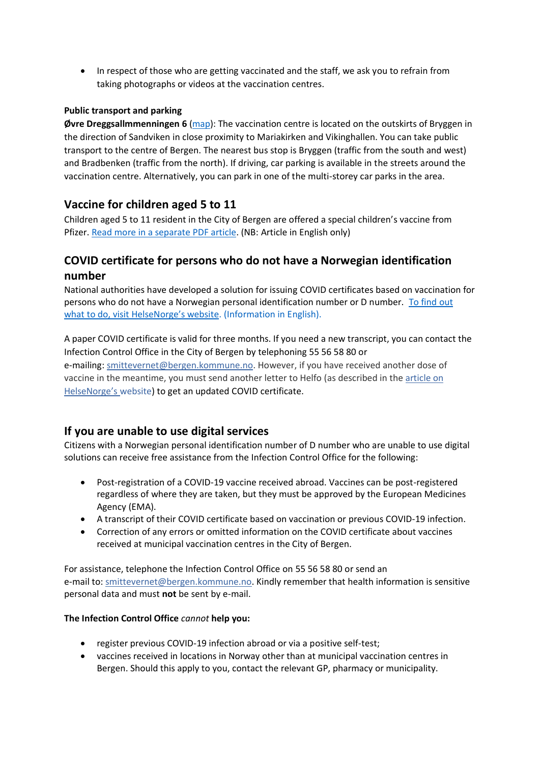- In respect of those who are getting vaccinated and the staff, we ask you to refrain from taking photographs or videos at the vaccination centres.

**Public transport and parking**

**Øvre Dreggsallmmenningen 6** (map): The vaccination centre is located on the outskirts of Bryggen in the direction of Sandviken in close proximity to Mariakirken and Vikinghallen. You can take public transport to the centre of Bergen. The nearest bus stop is Bryggen (traffic from the south and west) and Bradbenken (traffic from the north). If driving, car parking is available in the streets around the vaccination centre. Alternatively, you can park in one of the multi-storey car parks in the area.

## Vaccine for children aged 5 to 11

Children aged 5 to 11 resident in the City of Bergen are offered a special children's vaccine from Pfizer. Read more in a separate PDF article. (NB: Article in English only)

## COVID certificate for persons who do not have a Norwegian identification number

National authorities have developed a solution for issuing COVID certificates based on vaccination for persons who do not have a Norwegian personal identification number or D number. To find out what to do, visit HelseNorge's website. (Information in English).

A paper COVID certificate is valid for three months. If you need a new transcript, you can contact the Infection Control Office in the City of Bergen by telephoning 55 56 58 80 or e-mailing: smittevernet@bergen.kommune.no. However, if you have received another dose of vaccine in the meantime, you must send another letter to Helfo (as described in the article on HelseNorge's website) to get an updated COVID certificate.

## If you are unable to use digital services

Citizens with a Norwegian personal identification number of D number who are unable to use digital solutions can receive free assistance from the Infection Control Office for the following:

- Post-registration of a COVID-19 vaccine received abroad. Vaccines can be post-registered regardless of where they are taken, but they must be approved by the European Medicines Agency (EMA).
- A transcript of their COVID certificate based on vaccination or previous COVID-19 infection.
- Correction of any errors or omitted information on the COVID certificate about vaccines received at municipal vaccination centres in the City of Bergen.

For assistance, telephone the Infection Control Office on 55 56 58 80 or send an e-mail to: smittevernet@bergen.kommune.no. Kindly remember that health information is sensitive personal data and must **not** be sent by e-mail.

**The Infection Control Office *cannot* help you:**

- register previous COVID-19 infection abroad or via a positive self-test;
- vaccines received in locations in Norway other than at municipal vaccination centres in Bergen. Should this apply to you, contact the relevant GP, pharmacy or municipality.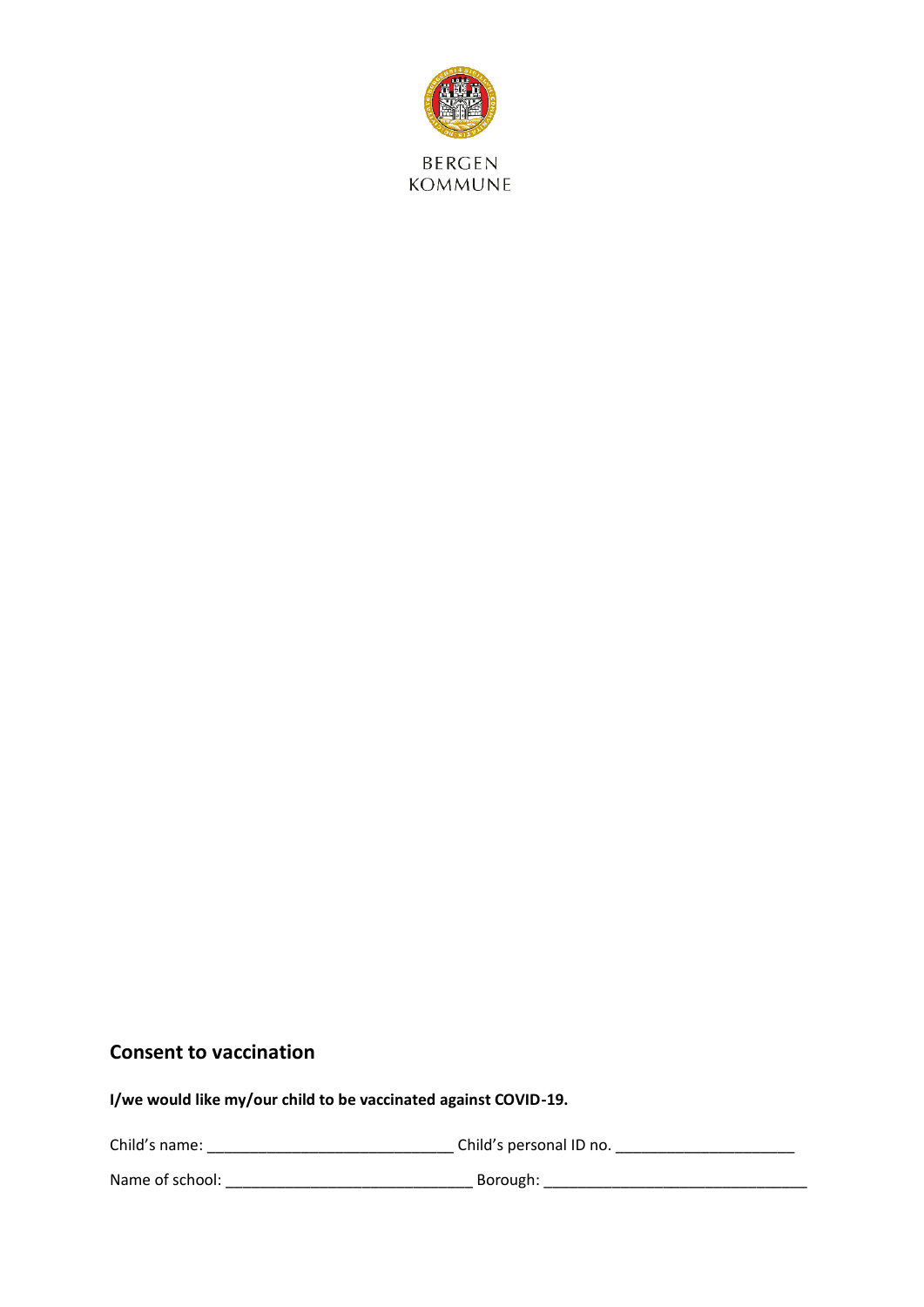BERGEN
KOMMUNE

## Consent to vaccination

**I/we would like my/our child to be vaccinated against COVID-19.**

Child's name: _____________________________ Child's personal ID no. _____________________

Name of school: _____________________________ Borough: ________________________________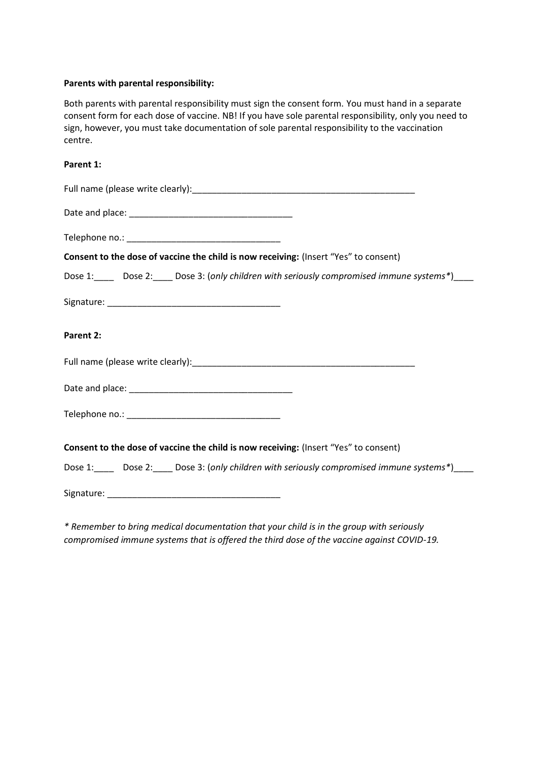**Parents with parental responsibility:**

Both parents with parental responsibility must sign the consent form. You must hand in a separate consent form for each dose of vaccine. NB! If you have sole parental responsibility, only you need to sign, however, you must take documentation of sole parental responsibility to the vaccination centre.

**Parent 1:**

Full name (please write clearly):_______________________________________________

Date and place: _________________________________

Telephone no.: _______________________________

**Consent to the dose of vaccine the child is now receiving:** (Insert "Yes" to consent)

Dose 1:____ Dose 2:____ Dose 3: (*only children with seriously compromised immune systems**)____

Signature: ___________________________________

**Parent 2:**

Full name (please write clearly):_______________________________________________

Date and place: _________________________________

Telephone no.: _______________________________

**Consent to the dose of vaccine the child is now receiving:** (Insert "Yes" to consent)

Dose 1:____ Dose 2:____ Dose 3: (*only children with seriously compromised immune systems**)____

Signature: ___________________________________

*\* Remember to bring medical documentation that your child is in the group with seriously compromised immune systems that is offered the third dose of the vaccine against COVID-19.*